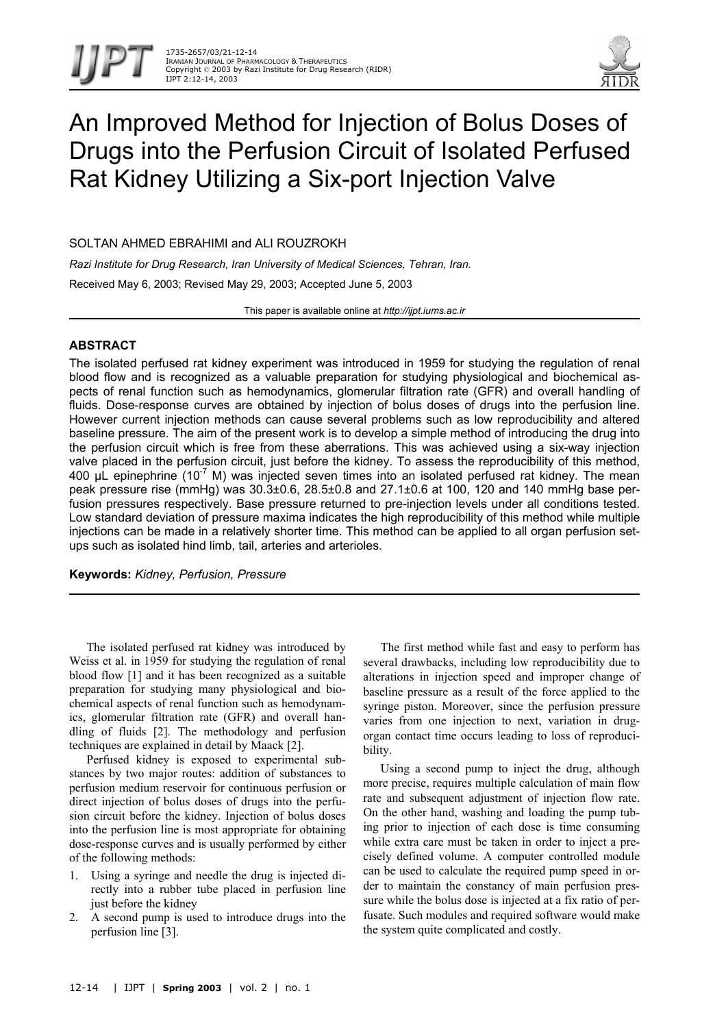# An Improved Method for Injection of Bolus Doses of Drugs into the Perfusion Circuit of Isolated Perfused Rat Kidney Utilizing a Six-port Injection Valve

SOLTAN AHMED EBRAHIMI and ALI ROUZROKH

*Razi Institute for Drug Research, Iran University of Medical Sciences, Tehran, Iran.*

Received May 6, 2003; Revised May 29, 2003; Accepted June 5, 2003

This paper is available online at *http://ijpt.iums.ac.ir*

## ABSTRACT

The isolated perfused rat kidney experiment was introduced in 1959 for studying the regulation of renal blood flow and is recognized as a valuable preparation for studying physiological and biochemical aspects of renal function such as hemodynamics, glomerular filtration rate (GFR) and overall handling of fluids. Dose-response curves are obtained by injection of bolus doses of drugs into the perfusion line. However current injection methods can cause several problems such as low reproducibility and altered baseline pressure. The aim of the present work is to develop a simple method of introducing the drug into the perfusion circuit which is free from these aberrations. This was achieved using a six-way injection valve placed in the perfusion circuit, just before the kidney. To assess the reproducibility of this method, 400 µL epinephrine ($10^{-7}$ M) was injected seven times into an isolated perfused rat kidney. The mean peak pressure rise (mmHg) was 30.3±0.6, 28.5±0.8 and 27.1±0.6 at 100, 120 and 140 mmHg base perfusion pressures respectively. Base pressure returned to pre-injection levels under all conditions tested. Low standard deviation of pressure maxima indicates the high reproducibility of this method while multiple injections can be made in a relatively shorter time. This method can be applied to all organ perfusion setups such as isolated hind limb, tail, arteries and arterioles.

**Keywords:** *Kidney, Perfusion, Pressure*

The isolated perfused rat kidney was introduced by Weiss et al. in 1959 for studying the regulation of renal blood flow [1] and it has been recognized as a suitable preparation for studying many physiological and biochemical aspects of renal function such as hemodynamics, glomerular filtration rate (GFR) and overall handling of fluids [2]. The methodology and perfusion techniques are explained in detail by Maack [2].

Perfused kidney is exposed to experimental substances by two major routes: addition of substances to perfusion medium reservoir for continuous perfusion or direct injection of bolus doses of drugs into the perfusion circuit before the kidney. Injection of bolus doses into the perfusion line is most appropriate for obtaining dose-response curves and is usually performed by either of the following methods:

1. Using a syringe and needle the drug is injected directly into a rubber tube placed in perfusion line just before the kidney
2. A second pump is used to introduce drugs into the perfusion line [3].

The first method while fast and easy to perform has several drawbacks, including low reproducibility due to alterations in injection speed and improper change of baseline pressure as a result of the force applied to the syringe piston. Moreover, since the perfusion pressure varies from one injection to next, variation in drug-organ contact time occurs leading to loss of reproducibility.

Using a second pump to inject the drug, although more precise, requires multiple calculation of main flow rate and subsequent adjustment of injection flow rate. On the other hand, washing and loading the pump tubing prior to injection of each dose is time consuming while extra care must be taken in order to inject a precisely defined volume. A computer controlled module can be used to calculate the required pump speed in order to maintain the constancy of main perfusion pressure while the bolus dose is injected at a fix ratio of perfusate. Such modules and required software would make the system quite complicated and costly.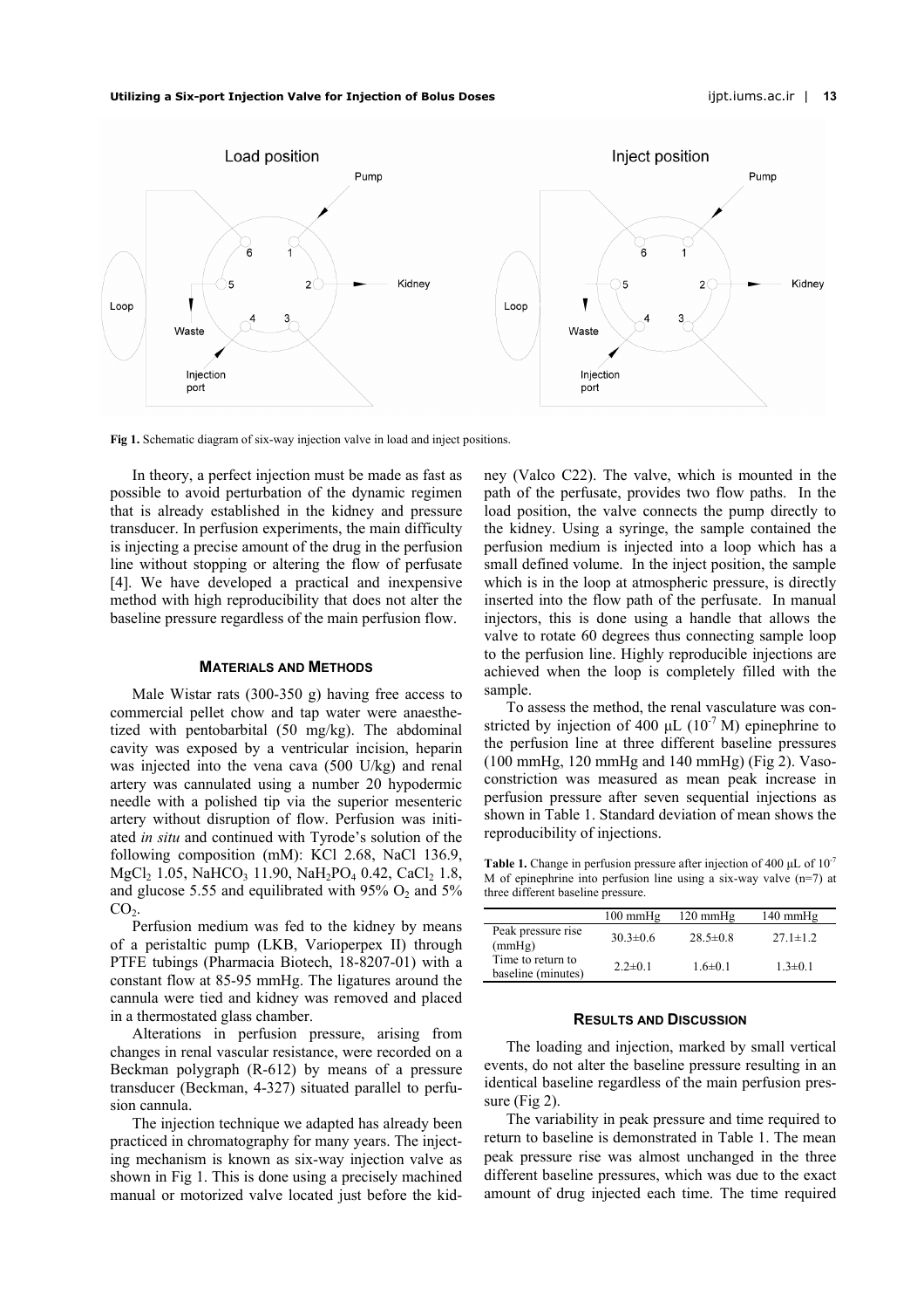Fig 1. Schematic diagram of six-way injection valve in load and inject positions.

In theory, a perfect injection must be made as fast as possible to avoid perturbation of the dynamic regimen that is already established in the kidney and pressure transducer. In perfusion experiments, the main difficulty is injecting a precise amount of the drug in the perfusion line without stopping or altering the flow of perfusate [4]. We have developed a practical and inexpensive method with high reproducibility that does not alter the baseline pressure regardless of the main perfusion flow.

## MATERIALS AND METHODS

Male Wistar rats (300-350 g) having free access to commercial pellet chow and tap water were anaesthetized with pentobarbital (50 mg/kg). The abdominal cavity was exposed by a ventricular incision, heparin was injected into the vena cava (500 U/kg) and renal artery was cannulated using a number 20 hypodermic needle with a polished tip via the superior mesenteric artery without disruption of flow. Perfusion was initiated *in situ* and continued with Tyrode's solution of the following composition (mM): KCl 2.68, NaCl 136.9, $MgCl_2$ 1.05, $NaHCO_3$ 11.90, $NaH_2PO_4$ 0.42, $CaCl_2$ 1.8, and glucose 5.55 and equilibrated with 95% $O_2$ and 5% $CO_2$.

Perfusion medium was fed to the kidney by means of a peristaltic pump (LKB, Varioperpex II) through PTFE tubings (Pharmacia Biotech, 18-8207-01) with a constant flow at 85-95 mmHg. The ligatures around the cannula were tied and kidney was removed and placed in a thermostated glass chamber.

Alterations in perfusion pressure, arising from changes in renal vascular resistance, were recorded on a Beckman polygraph (R-612) by means of a pressure transducer (Beckman, 4-327) situated parallel to perfusion cannula.

The injection technique we adapted has already been practiced in chromatography for many years. The injecting mechanism is known as six-way injection valve as shown in Fig 1. This is done using a precisely machined manual or motorized valve located just before the kidney (Valco C22). The valve, which is mounted in the path of the perfusate, provides two flow paths. In the load position, the valve connects the pump directly to the kidney. Using a syringe, the sample contained the perfusion medium is injected into a loop which has a small defined volume. In the inject position, the sample which is in the loop at atmospheric pressure, is directly inserted into the flow path of the perfusate. In manual injectors, this is done using a handle that allows the valve to rotate 60 degrees thus connecting sample loop to the perfusion line. Highly reproducible injections are achieved when the loop is completely filled with the sample.

To assess the method, the renal vasculature was constricted by injection of 400 μL ($10^{-7}$ M) epinephrine to the perfusion line at three different baseline pressures (100 mmHg, 120 mmHg and 140 mmHg) (Fig 2). Vasoconstriction was measured as mean peak increase in perfusion pressure after seven sequential injections as shown in Table 1. Standard deviation of mean shows the reproducibility of injections.

**Table 1.** Change in perfusion pressure after injection of 400 μL of $10^{-7}$ M of epinephrine into perfusion line using a six-way valve (n=7) at three different baseline pressure.

| | 100 mmHg | 120 mmHg | 140 mmHg |
|---|---|---|---|
| Peak pressure rise (mmHg) | 30.3±0.6 | 28.5±0.8 | 27.1±1.2 |
| Time to return to baseline (minutes) | 2.2±0.1 | 1.6±0.1 | 1.3±0.1 |

## RESULTS AND DISCUSSION

The loading and injection, marked by small vertical events, do not alter the baseline pressure resulting in an identical baseline regardless of the main perfusion pressure (Fig 2).

The variability in peak pressure and time required to return to baseline is demonstrated in Table 1. The mean peak pressure rise was almost unchanged in the three different baseline pressures, which was due to the exact amount of drug injected each time. The time required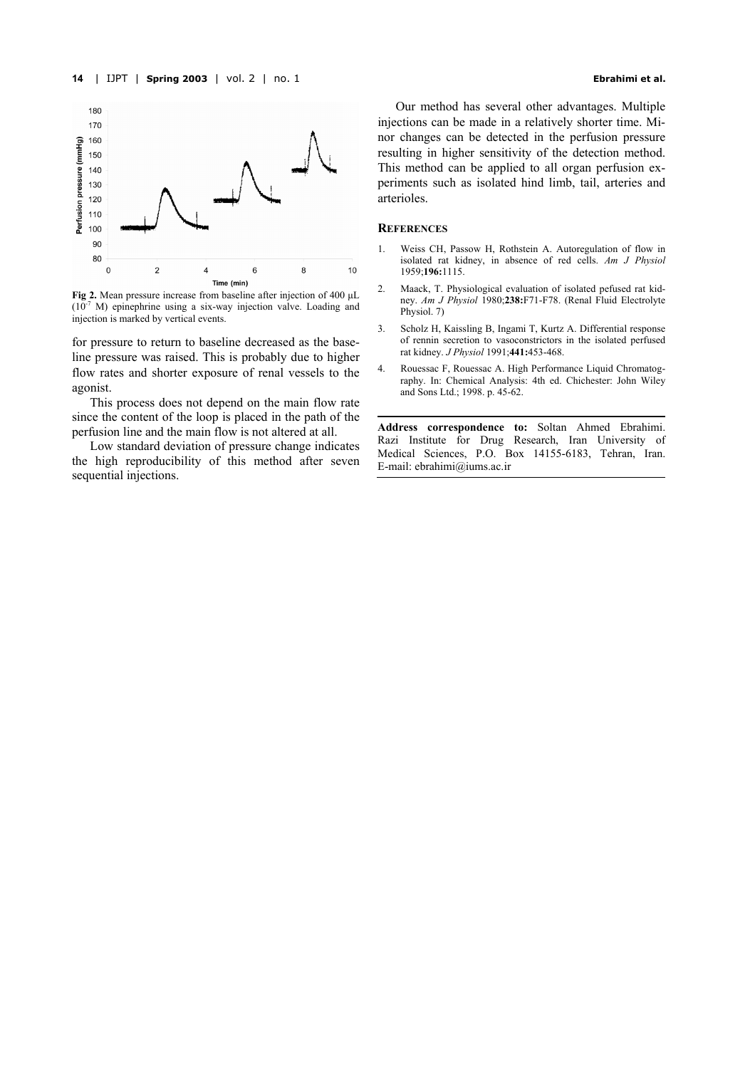Perfusion pressure (mmHg)

180
170
160
150
140
130
120
110
100
90
80

0 2 4 6 8 10

Time (min)

**Fig 2.** Mean pressure increase from baseline after injection of 400 µL ($10^{-7}$ M) epinephrine using a six-way injection valve. Loading and injection is marked by vertical events.

for pressure to return to baseline decreased as the baseline pressure was raised. This is probably due to higher flow rates and shorter exposure of renal vessels to the agonist.

This process does not depend on the main flow rate since the content of the loop is placed in the path of the perfusion line and the main flow is not altered at all.

Low standard deviation of pressure change indicates the high reproducibility of this method after seven sequential injections.

Our method has several other advantages. Multiple injections can be made in a relatively shorter time. Minor changes can be detected in the perfusion pressure resulting in higher sensitivity of the detection method. This method can be applied to all organ perfusion experiments such as isolated hind limb, tail, arteries and arterioles.

## REFERENCES

1. Weiss CH, Passow H, Rothstein A. Autoregulation of flow in isolated rat kidney, in absence of red cells. *Am J Physiol* 1959;**196:**1115.
2. Maack, T. Physiological evaluation of isolated pefused rat kidney. *Am J Physiol* 1980;**238:**F71-F78. (Renal Fluid Electrolyte Physiol. 7)
3. Scholz H, Kaissling B, Ingami T, Kurtz A. Differential response of rennin secretion to vasoconstrictors in the isolated perfused rat kidney. *J Physiol* 1991;**441:**453-468.
4. Rouessac F, Rouessac A. High Performance Liquid Chromatography. In: Chemical Analysis: 4th ed. Chichester: John Wiley and Sons Ltd.; 1998. p. 45-62.

---

**Address correspondence to:** Soltan Ahmed Ebrahimi. Razi Institute for Drug Research, Iran University of Medical Sciences, P.O. Box 14155-6183, Tehran, Iran. E-mail: ebrahimi@iums.ac.ir